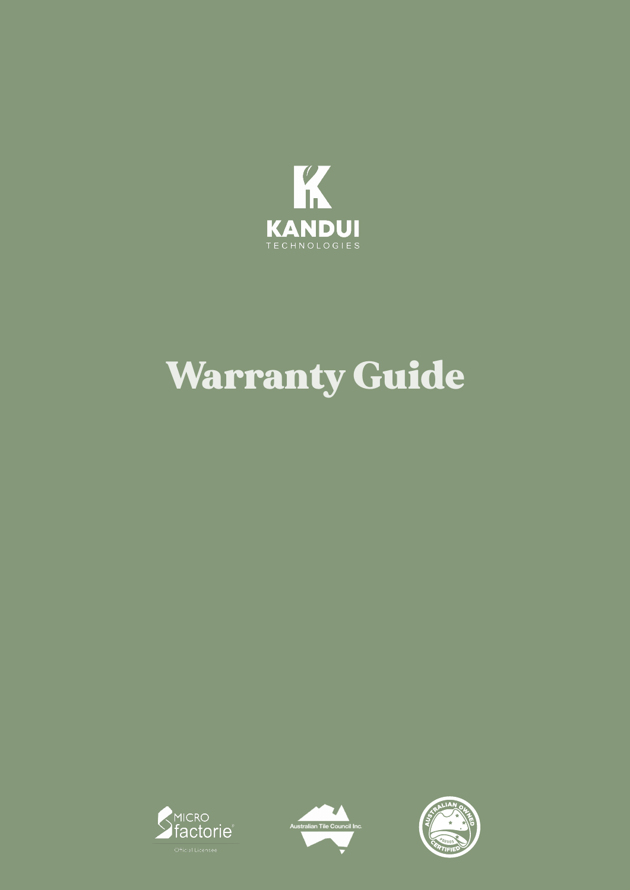KANDUI

TECHNOLOGIES

# Warranty Guide

MICRO factorie

Official Licensee

Australian Tile Council Inc.

AUSTRALIAN OWNED CERTIFIED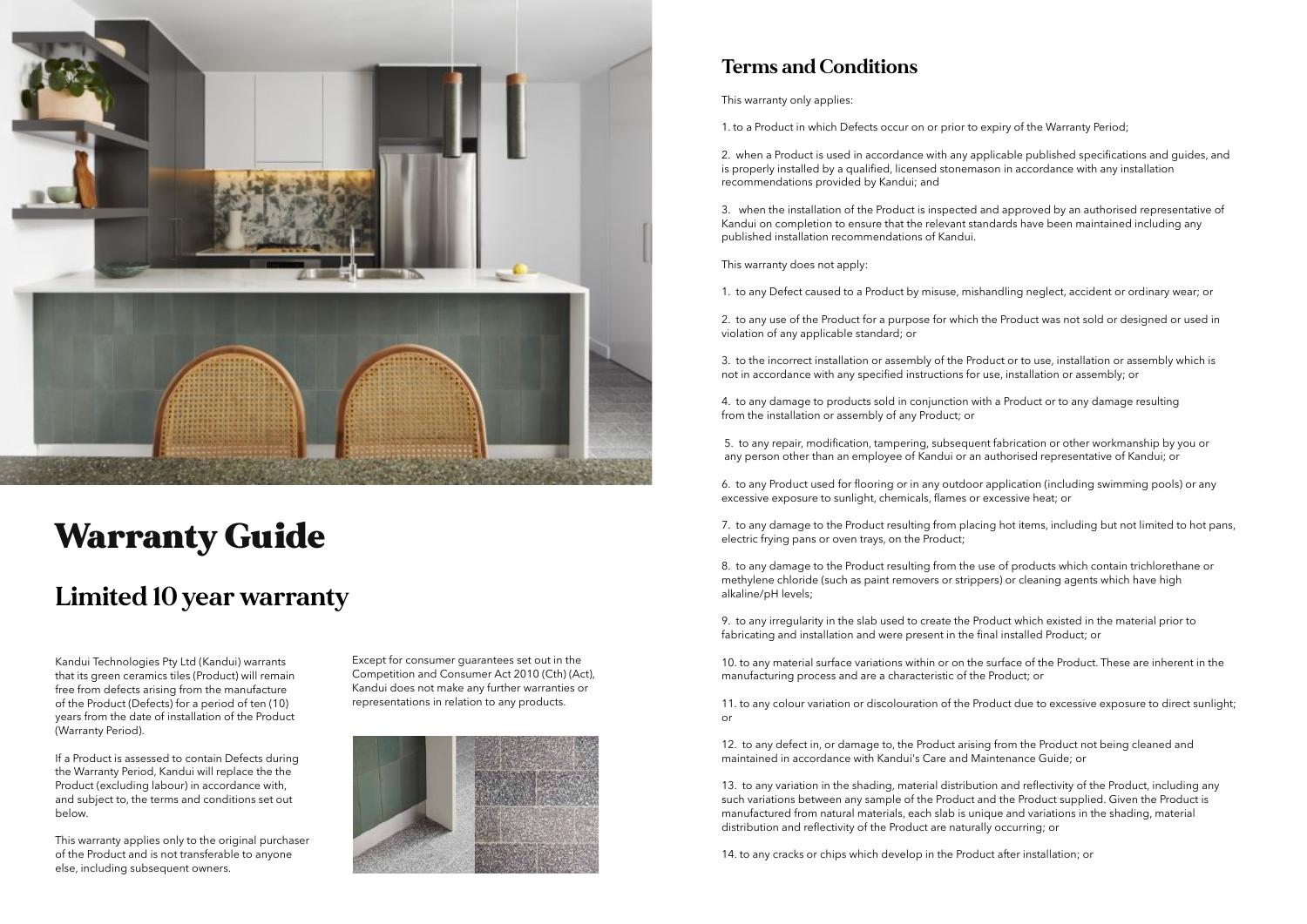# Warranty Guide

## Limited 10 year warranty

Kandui Technologies Pty Ltd (Kandui) warrants that its green ceramics tiles (Product) will remain free from defects arising from the manufacture of the Product (Defects) for a period of ten (10) years from the date of installation of the Product (Warranty Period).

If a Product is assessed to contain Defects during the Warranty Period, Kandui will replace the the Product (excluding labour) in accordance with, and subject to, the terms and conditions set out below.

This warranty applies only to the original purchaser of the Product and is not transferable to anyone else, including subsequent owners.

Except for consumer guarantees set out in the Competition and Consumer Act 2010 (Cth) (Act), Kandui does not make any further warranties or representations in relation to any products.

## Terms and Conditions

This warranty only applies:

1. to a Product in which Defects occur on or prior to expiry of the Warranty Period;

2. when a Product is used in accordance with any applicable published specifications and guides, and is properly installed by a qualified, licensed stonemason in accordance with any installation recommendations provided by Kandui; and

3. when the installation of the Product is inspected and approved by an authorised representative of Kandui on completion to ensure that the relevant standards have been maintained including any published installation recommendations of Kandui.

This warranty does not apply:

1. to any Defect caused to a Product by misuse, mishandling neglect, accident or ordinary wear; or

2. to any use of the Product for a purpose for which the Product was not sold or designed or used in violation of any applicable standard; or

3. to the incorrect installation or assembly of the Product or to use, installation or assembly which is not in accordance with any specified instructions for use, installation or assembly; or

4. to any damage to products sold in conjunction with a Product or to any damage resulting from the installation or assembly of any Product; or

5. to any repair, modification, tampering, subsequent fabrication or other workmanship by you or any person other than an employee of Kandui or an authorised representative of Kandui; or

6. to any Product used for flooring or in any outdoor application (including swimming pools) or any excessive exposure to sunlight, chemicals, flames or excessive heat; or

7. to any damage to the Product resulting from placing hot items, including but not limited to hot pans, electric frying pans or oven trays, on the Product;

8. to any damage to the Product resulting from the use of products which contain trichlorethane or methylene chloride (such as paint removers or strippers) or cleaning agents which have high alkaline/pH levels;

9. to any irregularity in the slab used to create the Product which existed in the material prior to fabricating and installation and were present in the final installed Product; or

10. to any material surface variations within or on the surface of the Product. These are inherent in the manufacturing process and are a characteristic of the Product; or

11. to any colour variation or discolouration of the Product due to excessive exposure to direct sunlight; or

12. to any defect in, or damage to, the Product arising from the Product not being cleaned and maintained in accordance with Kandui's Care and Maintenance Guide; or

13. to any variation in the shading, material distribution and reflectivity of the Product, including any such variations between any sample of the Product and the Product supplied. Given the Product is manufactured from natural materials, each slab is unique and variations in the shading, material distribution and reflectivity of the Product are naturally occurring; or

14. to any cracks or chips which develop in the Product after installation; or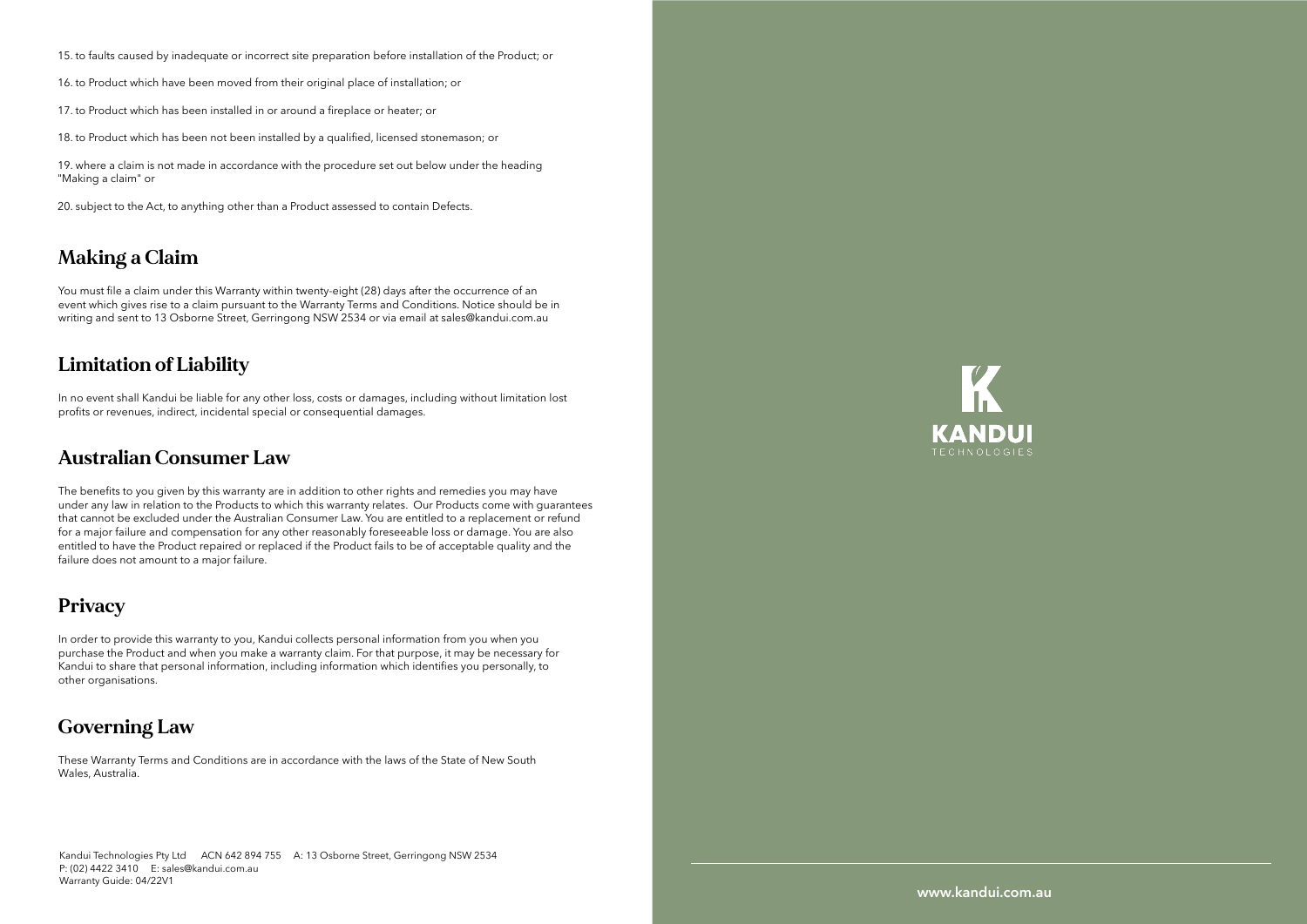15. to faults caused by inadequate or incorrect site preparation before installation of the Product; or

16. to Product which have been moved from their original place of installation; or

17. to Product which has been installed in or around a fireplace or heater; or

18. to Product which has been not been installed by a qualified, licensed stonemason; or

19. where a claim is not made in accordance with the procedure set out below under the heading "Making a claim" or

20. subject to the Act, to anything other than a Product assessed to contain Defects.

## Making a Claim

You must file a claim under this Warranty within twenty-eight (28) days after the occurrence of an event which gives rise to a claim pursuant to the Warranty Terms and Conditions. Notice should be in writing and sent to 13 Osborne Street, Gerringong NSW 2534 or via email at sales@kandui.com.au

## Limitation of Liability

In no event shall Kandui be liable for any other loss, costs or damages, including without limitation lost profits or revenues, indirect, incidental special or consequential damages.

## Australian Consumer Law

The benefits to you given by this warranty are in addition to other rights and remedies you may have under any law in relation to the Products to which this warranty relates. Our Products come with guarantees that cannot be excluded under the Australian Consumer Law. You are entitled to a replacement or refund for a major failure and compensation for any other reasonably foreseeable loss or damage. You are also entitled to have the Product repaired or replaced if the Product fails to be of acceptable quality and the failure does not amount to a major failure.

## Privacy

In order to provide this warranty to you, Kandui collects personal information from you when you purchase the Product and when you make a warranty claim. For that purpose, it may be necessary for Kandui to share that personal information, including information which identifies you personally, to other organisations.

## Governing Law

These Warranty Terms and Conditions are in accordance with the laws of the State of New South Wales, Australia.

Kandui Technologies Pty Ltd ACN 642 894 755 A: 13 Osborne Street, Gerringong NSW 2534
P: (02) 4422 3410 E: sales@kandui.com.au
Warranty Guide: 04/22V1

KANDUI
TECHNOLOGIES

www.kandui.com.au